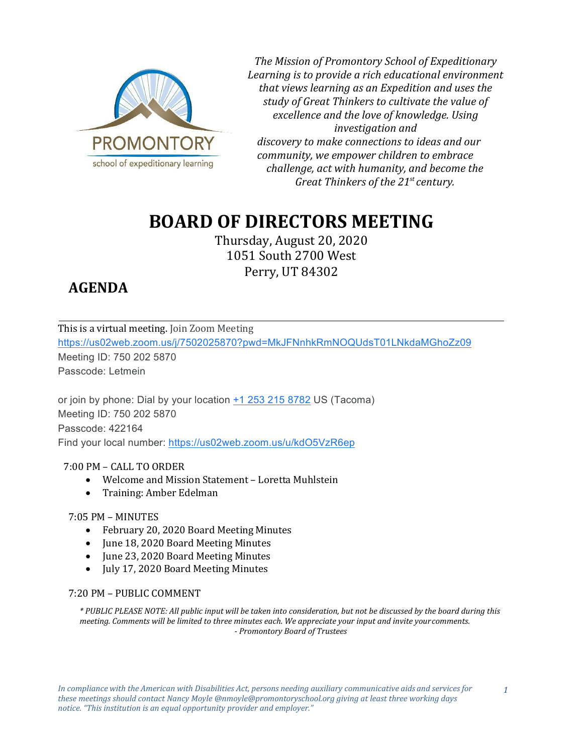PROMONTORY
school of expeditionary learning

*The Mission of Promontory School of Expeditionary Learning is to provide a rich educational environment that views learning as an Expedition and uses the study of Great Thinkers to cultivate the value of excellence and the love of knowledge. Using investigation and discovery to make connections to ideas and our community, we empower children to embrace challenge, act with humanity, and become the Great Thinkers of the 21st century.*

# BOARD OF DIRECTORS MEETING

Thursday, August 20, 2020
1051 South 2700 West
Perry, UT 84302

## AGENDA

This is a virtual meeting. Join Zoom Meeting
https://us02web.zoom.us/j/7502025870?pwd=MkJFNnhkRmNOQUdsT01LNkdaMGhoZz09
Meeting ID: 750 202 5870
Passcode: Letmein

or join by phone: Dial by your location +1 253 215 8782 US (Tacoma)
Meeting ID: 750 202 5870
Passcode: 422164
Find your local number: https://us02web.zoom.us/u/kdO5VzR6ep

7:00 PM – CALL TO ORDER

- Welcome and Mission Statement – Loretta Muhlstein
- Training: Amber Edelman

7:05 PM – MINUTES

- February 20, 2020 Board Meeting Minutes
- June 18, 2020 Board Meeting Minutes
- June 23, 2020 Board Meeting Minutes
- July 17, 2020 Board Meeting Minutes

7:20 PM – PUBLIC COMMENT

*\* PUBLIC PLEASE NOTE: All public input will be taken into consideration, but not be discussed by the board during this meeting. Comments will be limited to three minutes each. We appreciate your input and invite your comments.*
*- Promontory Board of Trustees*

*In compliance with the American with Disabilities Act, persons needing auxiliary communicative aids and services for these meetings should contact Nancy Moyle @nmoyle@promontoryschool.org giving at least three working days notice. "This institution is an equal opportunity provider and employer."*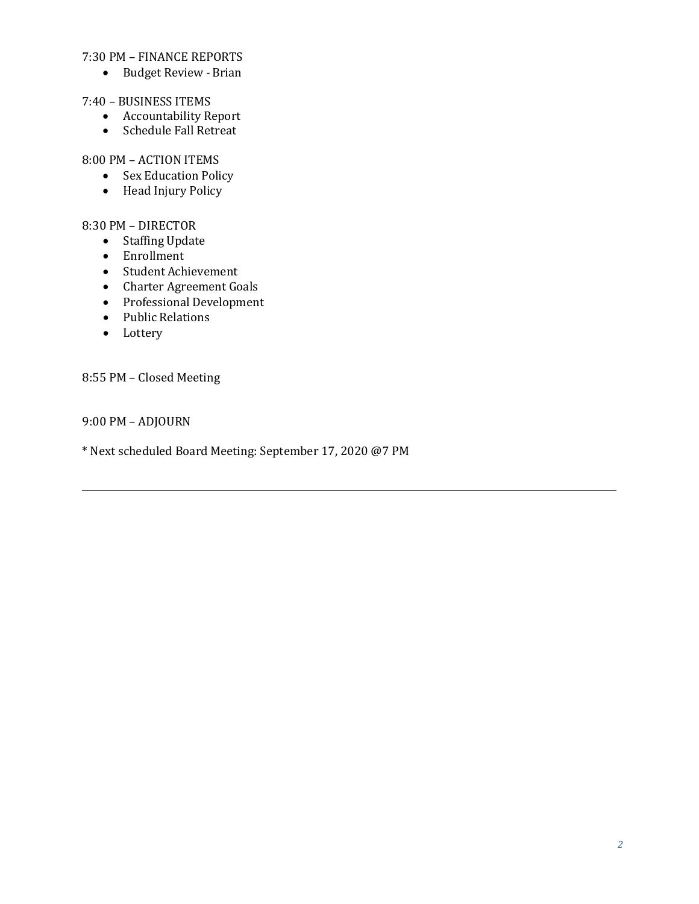7:30 PM – FINANCE REPORTS

- Budget Review - Brian

7:40 – BUSINESS ITEMS

- Accountability Report
- Schedule Fall Retreat

8:00 PM – ACTION ITEMS

- Sex Education Policy
- Head Injury Policy

8:30 PM – DIRECTOR

- Staffing Update
- Enrollment
- Student Achievement
- Charter Agreement Goals
- Professional Development
- Public Relations
- Lottery

8:55 PM – Closed Meeting

9:00 PM – ADJOURN

* Next scheduled Board Meeting: September 17, 2020 @7 PM

---